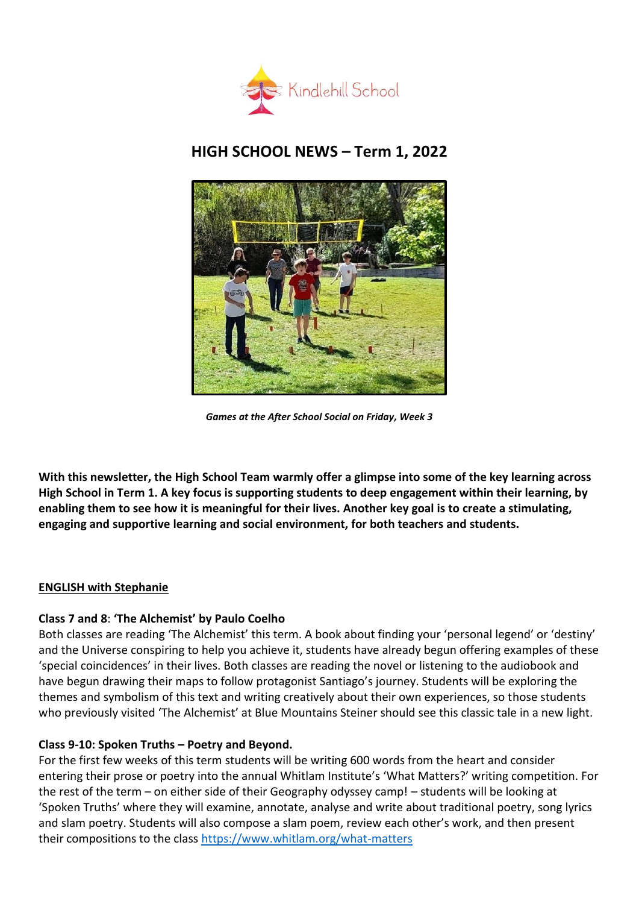Kindlehill School

# HIGH SCHOOL NEWS – Term 1, 2022

*Games at the After School Social on Friday, Week 3*

**With this newsletter, the High School Team warmly offer a glimpse into some of the key learning across High School in Term 1. A key focus is supporting students to deep engagement within their learning, by enabling them to see how it is meaningful for their lives. Another key goal is to create a stimulating, engaging and supportive learning and social environment, for both teachers and students.**

## ENGLISH with Stephanie

### Class 7 and 8: 'The Alchemist' by Paulo Coelho

Both classes are reading 'The Alchemist' this term. A book about finding your 'personal legend' or 'destiny' and the Universe conspiring to help you achieve it, students have already begun offering examples of these 'special coincidences' in their lives. Both classes are reading the novel or listening to the audiobook and have begun drawing their maps to follow protagonist Santiago's journey. Students will be exploring the themes and symbolism of this text and writing creatively about their own experiences, so those students who previously visited 'The Alchemist' at Blue Mountains Steiner should see this classic tale in a new light.

### Class 9-10: Spoken Truths – Poetry and Beyond.

For the first few weeks of this term students will be writing 600 words from the heart and consider entering their prose or poetry into the annual Whitlam Institute's 'What Matters?' writing competition. For the rest of the term – on either side of their Geography odyssey camp! – students will be looking at 'Spoken Truths' where they will examine, annotate, analyse and write about traditional poetry, song lyrics and slam poetry. Students will also compose a slam poem, review each other's work, and then present their compositions to the class https://www.whitlam.org/what-matters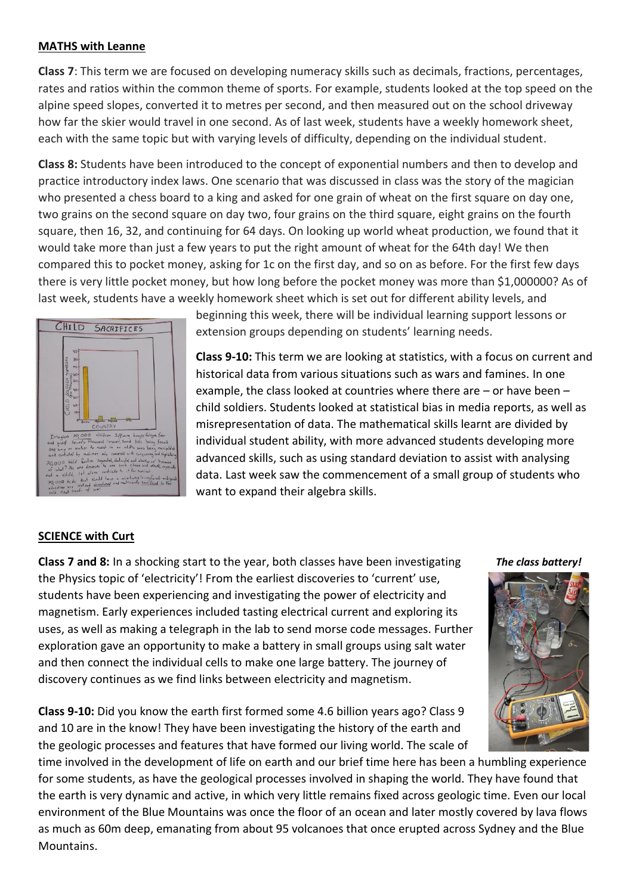## MATHS with Leanne

**Class 7**: This term we are focused on developing numeracy skills such as decimals, fractions, percentages, rates and ratios within the common theme of sports. For example, students looked at the top speed on the alpine speed slopes, converted it to metres per second, and then measured out on the school driveway how far the skier would travel in one second. As of last week, students have a weekly homework sheet, each with the same topic but with varying levels of difficulty, depending on the individual student.

**Class 8:** Students have been introduced to the concept of exponential numbers and then to develop and practice introductory index laws. One scenario that was discussed in class was the story of the magician who presented a chess board to a king and asked for one grain of wheat on the first square on day one, two grains on the second square on day two, four grains on the third square, eight grains on the fourth square, then 16, 32, and continuing for 64 days. On looking up world wheat production, we found that it would take more than just a few years to put the right amount of wheat for the 64th day! We then compared this to pocket money, asking for 1c on the first day, and so on as before. For the first few days there is very little pocket money, but how long before the pocket money was more than $1,000000? As of last week, students have a weekly homework sheet which is set out for different ability levels, and beginning this week, there will be individual learning support lessons or extension groups depending on students' learning needs.

**Class 9-10:** This term we are looking at statistics, with a focus on current and historical data from various situations such as wars and famines. In one example, the class looked at countries where there are – or have been – child soldiers. Students looked at statistical bias in media reports, as well as misrepresentation of data. The mathematical skills learnt are divided by individual student ability, with more advanced students developing more advanced skills, such as using standard deviation to assist with analysing data. Last week saw the commencement of a small group of students who want to expand their algebra skills.

## SCIENCE with Curt

**Class 7 and 8:** In a shocking start to the year, both classes have been investigating the Physics topic of 'electricity'! From the earliest discoveries to 'current' use, students have been experiencing and investigating the power of electricity and magnetism. Early experiences included tasting electrical current and exploring its uses, as well as making a telegraph in the lab to send morse code messages. Further exploration gave an opportunity to make a battery in small groups using salt water and then connect the individual cells to make one large battery. The journey of discovery continues as we find links between electricity and magnetism.

***The class battery!***

**Class 9-10:** Did you know the earth first formed some 4.6 billion years ago? Class 9 and 10 are in the know! They have been investigating the history of the earth and the geologic processes and features that have formed our living world. The scale of time involved in the development of life on earth and our brief time here has been a humbling experience for some students, as have the geological processes involved in shaping the world. They have found that the earth is very dynamic and active, in which very little remains fixed across geologic time. Even our local environment of the Blue Mountains was once the floor of an ocean and later mostly covered by lava flows as much as 60m deep, emanating from about 95 volcanoes that once erupted across Sydney and the Blue Mountains.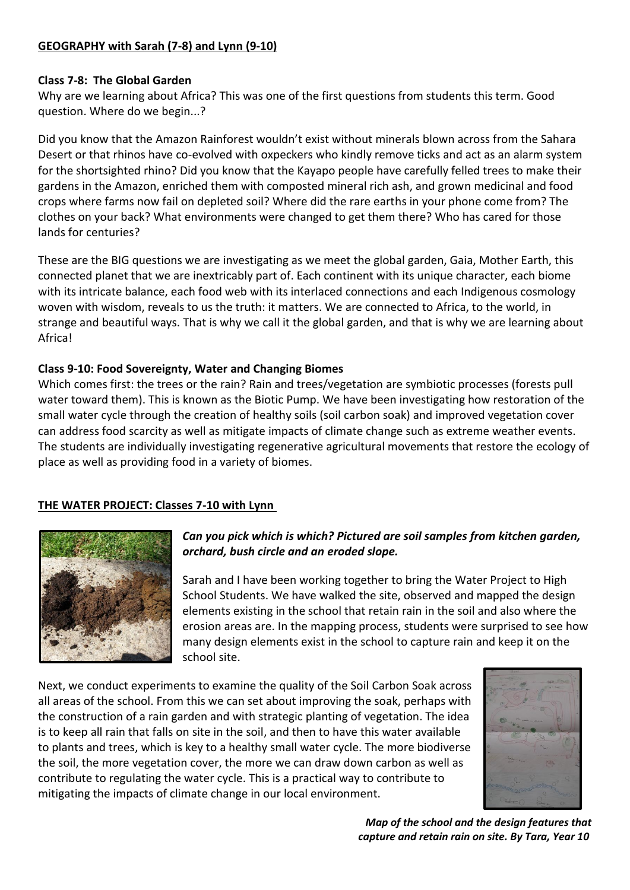## GEOGRAPHY with Sarah (7-8) and Lynn (9-10)

### Class 7-8: The Global Garden

Why are we learning about Africa? This was one of the first questions from students this term. Good question. Where do we begin...?

Did you know that the Amazon Rainforest wouldn't exist without minerals blown across from the Sahara Desert or that rhinos have co-evolved with oxpeckers who kindly remove ticks and act as an alarm system for the shortsighted rhino? Did you know that the Kayapo people have carefully felled trees to make their gardens in the Amazon, enriched them with composted mineral rich ash, and grown medicinal and food crops where farms now fail on depleted soil? Where did the rare earths in your phone come from? The clothes on your back? What environments were changed to get them there? Who has cared for those lands for centuries?

These are the BIG questions we are investigating as we meet the global garden, Gaia, Mother Earth, this connected planet that we are inextricably part of. Each continent with its unique character, each biome with its intricate balance, each food web with its interlaced connections and each Indigenous cosmology woven with wisdom, reveals to us the truth: it matters. We are connected to Africa, to the world, in strange and beautiful ways. That is why we call it the global garden, and that is why we are learning about Africa!

### Class 9-10: Food Sovereignty, Water and Changing Biomes

Which comes first: the trees or the rain? Rain and trees/vegetation are symbiotic processes (forests pull water toward them). This is known as the Biotic Pump. We have been investigating how restoration of the small water cycle through the creation of healthy soils (soil carbon soak) and improved vegetation cover can address food scarcity as well as mitigate impacts of climate change such as extreme weather events. The students are individually investigating regenerative agricultural movements that restore the ecology of place as well as providing food in a variety of biomes.

## THE WATER PROJECT: Classes 7-10 with Lynn

***Can you pick which is which? Pictured are soil samples from kitchen garden, orchard, bush circle and an eroded slope.***

Sarah and I have been working together to bring the Water Project to High School Students. We have walked the site, observed and mapped the design elements existing in the school that retain rain in the soil and also where the erosion areas are. In the mapping process, students were surprised to see how many design elements exist in the school to capture rain and keep it on the school site.

Next, we conduct experiments to examine the quality of the Soil Carbon Soak across all areas of the school. From this we can set about improving the soak, perhaps with the construction of a rain garden and with strategic planting of vegetation. The idea is to keep all rain that falls on site in the soil, and then to have this water available to plants and trees, which is key to a healthy small water cycle. The more biodiverse the soil, the more vegetation cover, the more we can draw down carbon as well as contribute to regulating the water cycle. This is a practical way to contribute to mitigating the impacts of climate change in our local environment.

***Map of the school and the design features that capture and retain rain on site. By Tara, Year 10***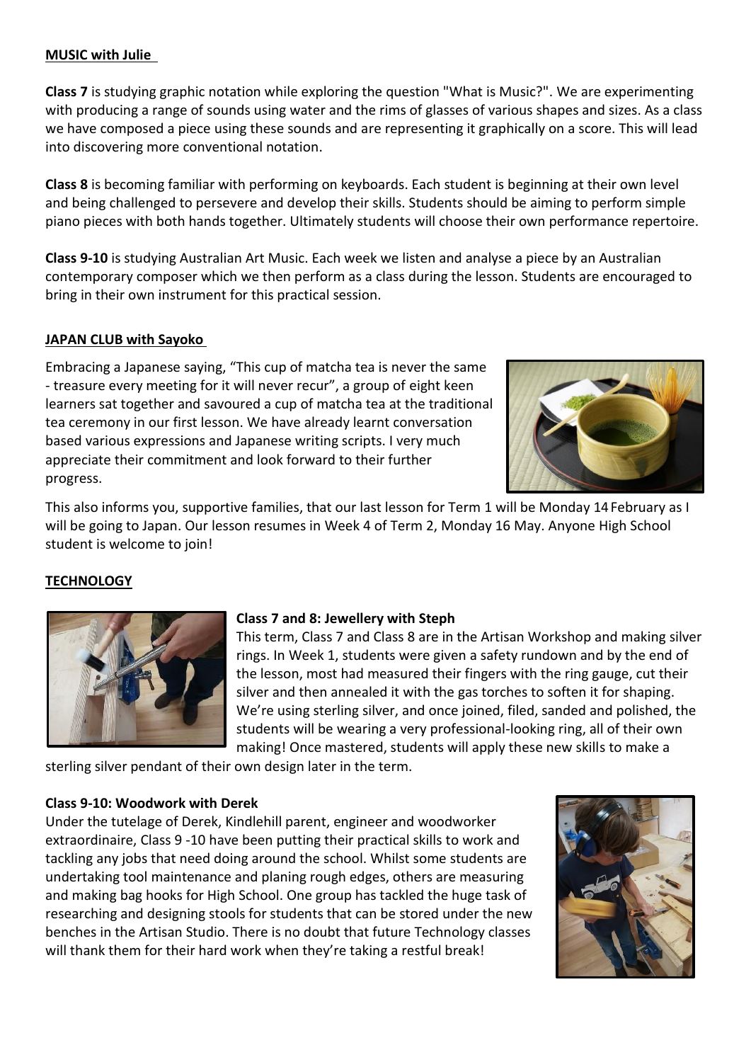## MUSIC with Julie

**Class 7** is studying graphic notation while exploring the question "What is Music?". We are experimenting with producing a range of sounds using water and the rims of glasses of various shapes and sizes. As a class we have composed a piece using these sounds and are representing it graphically on a score. This will lead into discovering more conventional notation.

**Class 8** is becoming familiar with performing on keyboards. Each student is beginning at their own level and being challenged to persevere and develop their skills. Students should be aiming to perform simple piano pieces with both hands together. Ultimately students will choose their own performance repertoire.

**Class 9-10** is studying Australian Art Music. Each week we listen and analyse a piece by an Australian contemporary composer which we then perform as a class during the lesson. Students are encouraged to bring in their own instrument for this practical session.

## JAPAN CLUB with Sayoko

Embracing a Japanese saying, "This cup of matcha tea is never the same - treasure every meeting for it will never recur", a group of eight keen learners sat together and savoured a cup of matcha tea at the traditional tea ceremony in our first lesson. We have already learnt conversation based various expressions and Japanese writing scripts. I very much appreciate their commitment and look forward to their further progress.

This also informs you, supportive families, that our last lesson for Term 1 will be Monday 14 February as I will be going to Japan. Our lesson resumes in Week 4 of Term 2, Monday 16 May. Anyone High School student is welcome to join!

## TECHNOLOGY

### Class 7 and 8: Jewellery with Steph

This term, Class 7 and Class 8 are in the Artisan Workshop and making silver rings. In Week 1, students were given a safety rundown and by the end of the lesson, most had measured their fingers with the ring gauge, cut their silver and then annealed it with the gas torches to soften it for shaping. We're using sterling silver, and once joined, filed, sanded and polished, the students will be wearing a very professional-looking ring, all of their own making! Once mastered, students will apply these new skills to make a sterling silver pendant of their own design later in the term.

### Class 9-10: Woodwork with Derek

Under the tutelage of Derek, Kindlehill parent, engineer and woodworker extraordinaire, Class 9 -10 have been putting their practical skills to work and tackling any jobs that need doing around the school. Whilst some students are undertaking tool maintenance and planing rough edges, others are measuring and making bag hooks for High School. One group has tackled the huge task of researching and designing stools for students that can be stored under the new benches in the Artisan Studio. There is no doubt that future Technology classes will thank them for their hard work when they're taking a restful break!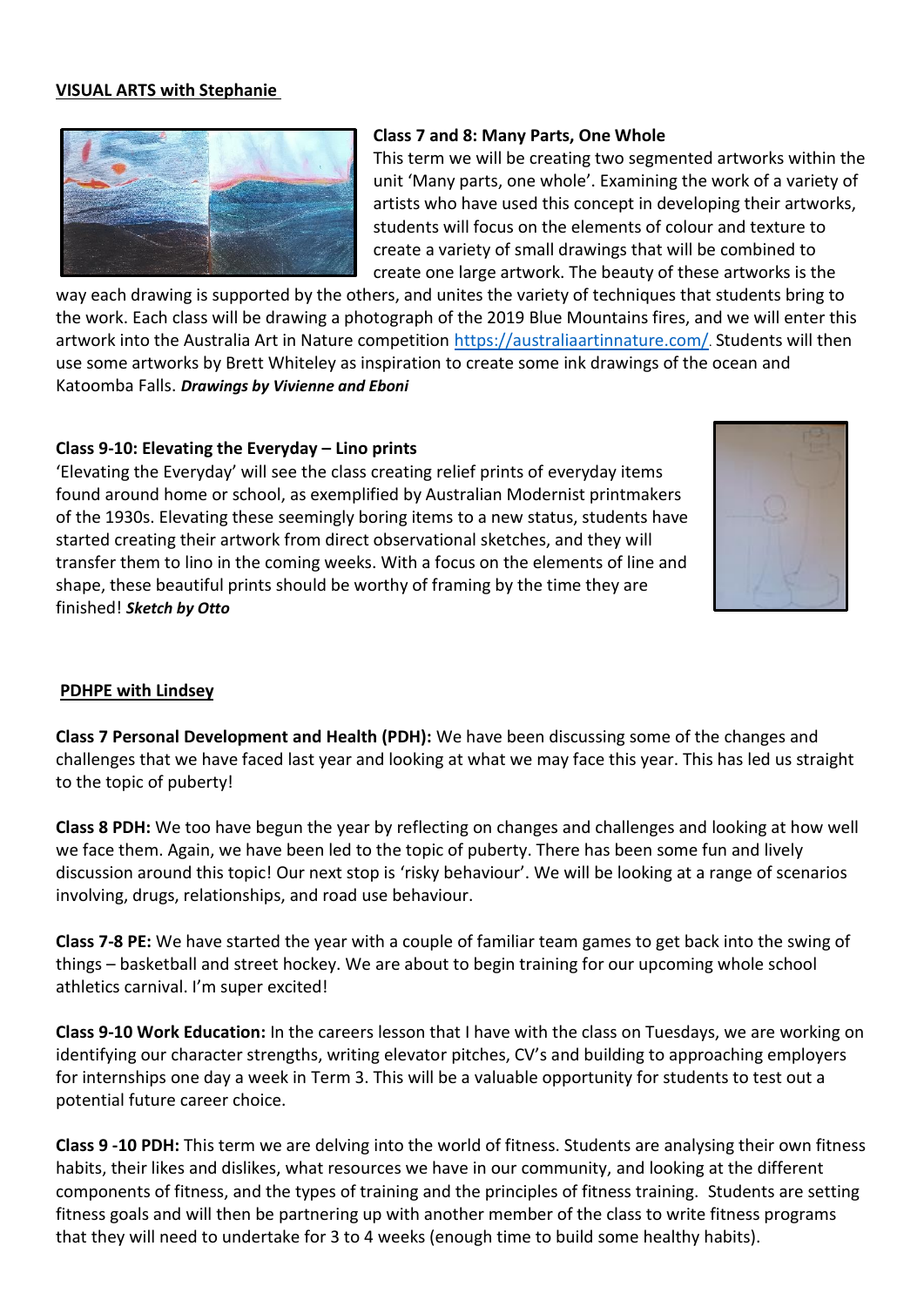## VISUAL ARTS with Stephanie

### Class 7 and 8: Many Parts, One Whole

This term we will be creating two segmented artworks within the unit 'Many parts, one whole'. Examining the work of a variety of artists who have used this concept in developing their artworks, students will focus on the elements of colour and texture to create a variety of small drawings that will be combined to create one large artwork. The beauty of these artworks is the way each drawing is supported by the others, and unites the variety of techniques that students bring to the work. Each class will be drawing a photograph of the 2019 Blue Mountains fires, and we will enter this artwork into the Australia Art in Nature competition https://australiaartinnature.com/. Students will then use some artworks by Brett Whiteley as inspiration to create some ink drawings of the ocean and Katoomba Falls. ***Drawings by Vivienne and Eboni***

### Class 9-10: Elevating the Everyday – Lino prints

'Elevating the Everyday' will see the class creating relief prints of everyday items found around home or school, as exemplified by Australian Modernist printmakers of the 1930s. Elevating these seemingly boring items to a new status, students have started creating their artwork from direct observational sketches, and they will transfer them to lino in the coming weeks. With a focus on the elements of line and shape, these beautiful prints should be worthy of framing by the time they are finished! ***Sketch by Otto***

## PDHPE with Lindsey

**Class 7 Personal Development and Health (PDH):** We have been discussing some of the changes and challenges that we have faced last year and looking at what we may face this year. This has led us straight to the topic of puberty!

**Class 8 PDH:** We too have begun the year by reflecting on changes and challenges and looking at how well we face them. Again, we have been led to the topic of puberty. There has been some fun and lively discussion around this topic! Our next stop is 'risky behaviour'. We will be looking at a range of scenarios involving, drugs, relationships, and road use behaviour.

**Class 7-8 PE:** We have started the year with a couple of familiar team games to get back into the swing of things – basketball and street hockey. We are about to begin training for our upcoming whole school athletics carnival. I'm super excited!

**Class 9-10 Work Education:** In the careers lesson that I have with the class on Tuesdays, we are working on identifying our character strengths, writing elevator pitches, CV's and building to approaching employers for internships one day a week in Term 3. This will be a valuable opportunity for students to test out a potential future career choice.

**Class 9 -10 PDH:** This term we are delving into the world of fitness. Students are analysing their own fitness habits, their likes and dislikes, what resources we have in our community, and looking at the different components of fitness, and the types of training and the principles of fitness training. Students are setting fitness goals and will then be partnering up with another member of the class to write fitness programs that they will need to undertake for 3 to 4 weeks (enough time to build some healthy habits).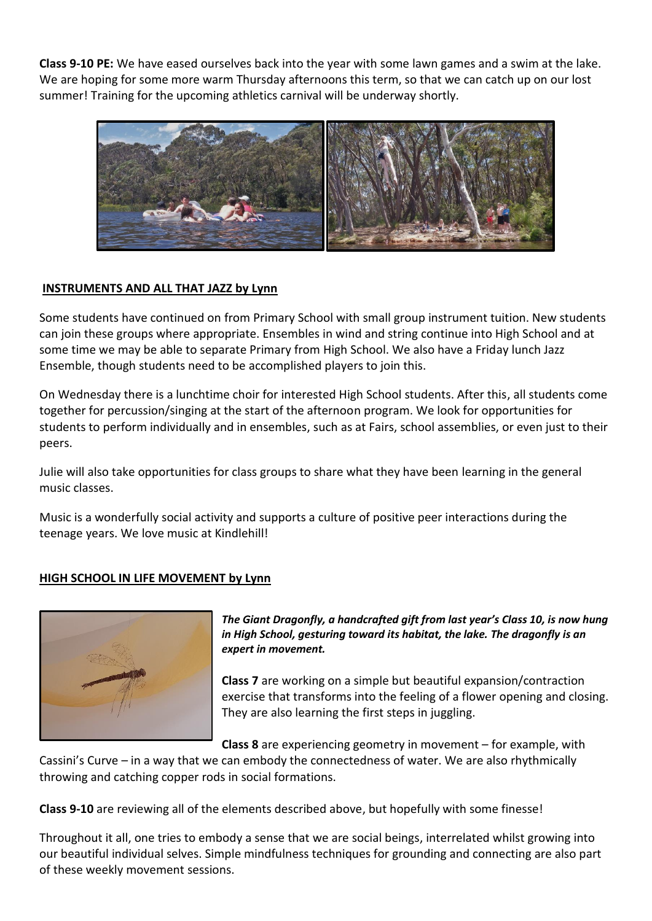**Class 9-10 PE:** We have eased ourselves back into the year with some lawn games and a swim at the lake. We are hoping for some more warm Thursday afternoons this term, so that we can catch up on our lost summer! Training for the upcoming athletics carnival will be underway shortly.

## INSTRUMENTS AND ALL THAT JAZZ by Lynn

Some students have continued on from Primary School with small group instrument tuition. New students can join these groups where appropriate. Ensembles in wind and string continue into High School and at some time we may be able to separate Primary from High School. We also have a Friday lunch Jazz Ensemble, though students need to be accomplished players to join this.

On Wednesday there is a lunchtime choir for interested High School students. After this, all students come together for percussion/singing at the start of the afternoon program. We look for opportunities for students to perform individually and in ensembles, such as at Fairs, school assemblies, or even just to their peers.

Julie will also take opportunities for class groups to share what they have been learning in the general music classes.

Music is a wonderfully social activity and supports a culture of positive peer interactions during the teenage years. We love music at Kindlehill!

## HIGH SCHOOL IN LIFE MOVEMENT by Lynn

***The Giant Dragonfly, a handcrafted gift from last year's Class 10, is now hung in High School, gesturing toward its habitat, the lake. The dragonfly is an expert in movement.***

**Class 7** are working on a simple but beautiful expansion/contraction exercise that transforms into the feeling of a flower opening and closing. They are also learning the first steps in juggling.

**Class 8** are experiencing geometry in movement – for example, with Cassini's Curve – in a way that we can embody the connectedness of water. We are also rhythmically throwing and catching copper rods in social formations.

**Class 9-10** are reviewing all of the elements described above, but hopefully with some finesse!

Throughout it all, one tries to embody a sense that we are social beings, interrelated whilst growing into our beautiful individual selves. Simple mindfulness techniques for grounding and connecting are also part of these weekly movement sessions.